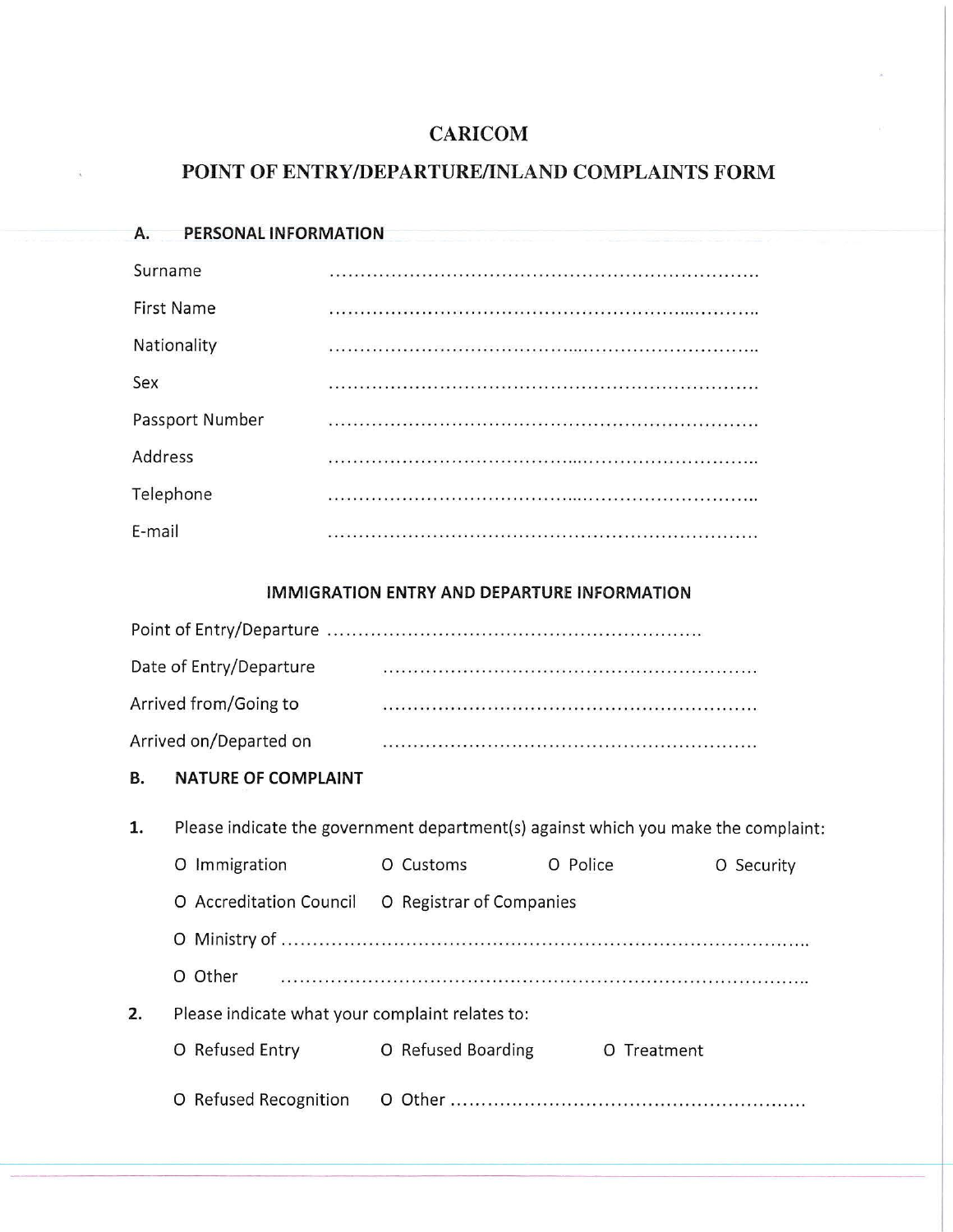# CARICOM

## POINT OF ENTRY/DEPARTURE/INLAND COMPLAINTS FORM

### A. PERSONAL INFORMATION

Surname ..................................................................

First Name ..................................................................

Nationality ..................................................................

Sex ..................................................................

Passport Number ..................................................................

Address ..................................................................

Telephone ..................................................................

E-mail ..................................................................

### IMMIGRATION ENTRY AND DEPARTURE INFORMATION

Point of Entry/Departure ..........................................................

Date of Entry/Departure ..........................................................

Arrived from/Going to ..........................................................

Arrived on/Departed on ..........................................................

### B. NATURE OF COMPLAINT

**1.** Please indicate the government department(s) against which you make the complaint:

O Immigration O Customs O Police O Security

O Accreditation Council O Registrar of Companies

O Ministry of ..................................................................................

O Other ..................................................................................

**2.** Please indicate what your complaint relates to:

O Refused Entry O Refused Boarding O Treatment

O Refused Recognition O Other ........................................................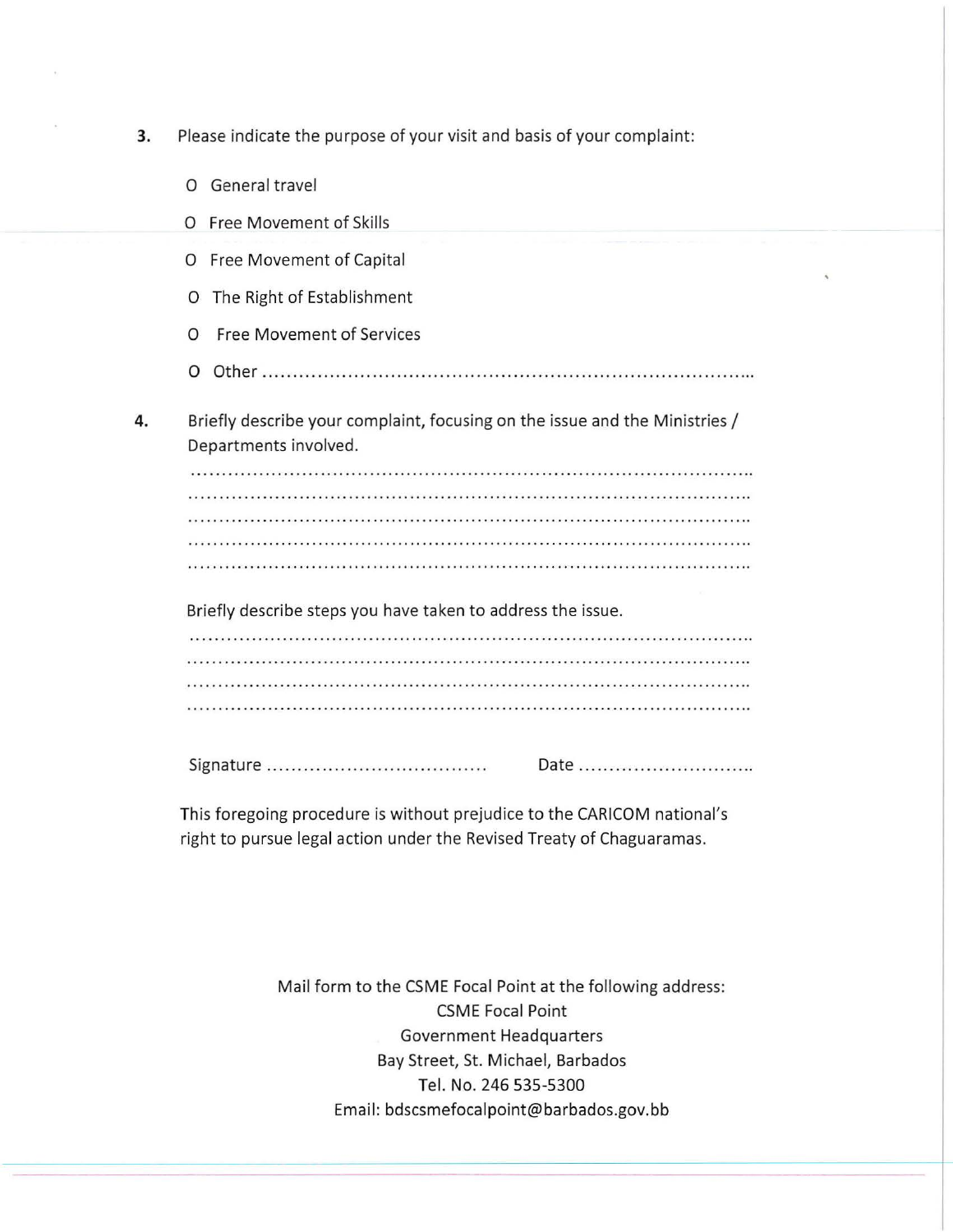3. Please indicate the purpose of your visit and basis of your complaint:

   O General travel

   O Free Movement of Skills

   O Free Movement of Capital

   O The Right of Establishment

   O Free Movement of Services

   O Other ..........................................................................

4. Briefly describe your complaint, focusing on the issue and the Ministries / Departments involved.

   ....................................................................................

   ....................................................................................

   ....................................................................................

   ....................................................................................

   ....................................................................................

   Briefly describe steps you have taken to address the issue.

   ....................................................................................

   ....................................................................................

   ....................................................................................

   ....................................................................................

   Signature ...................................  Date ............................

   This foregoing procedure is without prejudice to the CARICOM national's right to pursue legal action under the Revised Treaty of Chaguaramas.

Mail form to the CSME Focal Point at the following address:
CSME Focal Point
Government Headquarters
Bay Street, St. Michael, Barbados
Tel. No. 246 535-5300
Email: bdscsmefocalpoint@barbados.gov.bb